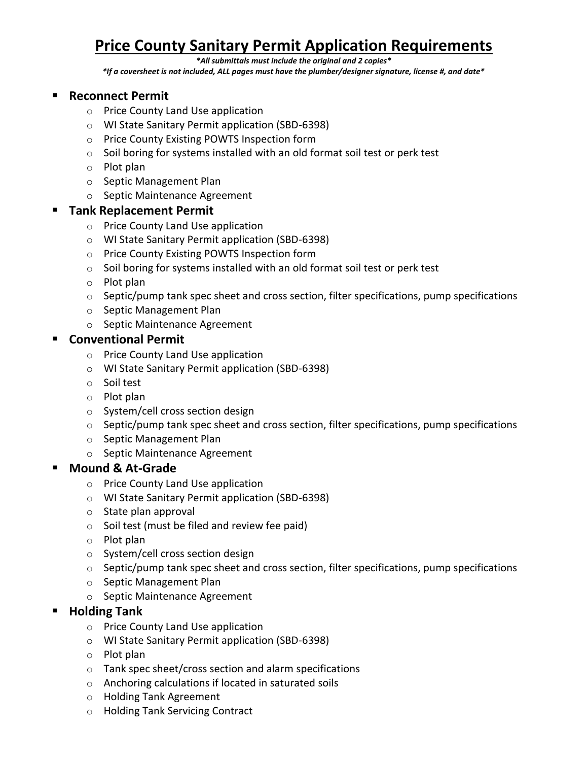# Price County Sanitary Permit Application Requirements

*\*All submittals must include the original and 2 copies\**

*\*If a coversheet is not included, ALL pages must have the plumber/designer signature, license #, and date\**

- **Reconnect Permit**
  - Price County Land Use application
  - WI State Sanitary Permit application (SBD-6398)
  - Price County Existing POWTS Inspection form
  - Soil boring for systems installed with an old format soil test or perk test
  - Plot plan
  - Septic Management Plan
  - Septic Maintenance Agreement
- **Tank Replacement Permit**
  - Price County Land Use application
  - WI State Sanitary Permit application (SBD-6398)
  - Price County Existing POWTS Inspection form
  - Soil boring for systems installed with an old format soil test or perk test
  - Plot plan
  - Septic/pump tank spec sheet and cross section, filter specifications, pump specifications
  - Septic Management Plan
  - Septic Maintenance Agreement
- **Conventional Permit**
  - Price County Land Use application
  - WI State Sanitary Permit application (SBD-6398)
  - Soil test
  - Plot plan
  - System/cell cross section design
  - Septic/pump tank spec sheet and cross section, filter specifications, pump specifications
  - Septic Management Plan
  - Septic Maintenance Agreement
- **Mound & At-Grade**
  - Price County Land Use application
  - WI State Sanitary Permit application (SBD-6398)
  - State plan approval
  - Soil test (must be filed and review fee paid)
  - Plot plan
  - System/cell cross section design
  - Septic/pump tank spec sheet and cross section, filter specifications, pump specifications
  - Septic Management Plan
  - Septic Maintenance Agreement
- **Holding Tank**
  - Price County Land Use application
  - WI State Sanitary Permit application (SBD-6398)
  - Plot plan
  - Tank spec sheet/cross section and alarm specifications
  - Anchoring calculations if located in saturated soils
  - Holding Tank Agreement
  - Holding Tank Servicing Contract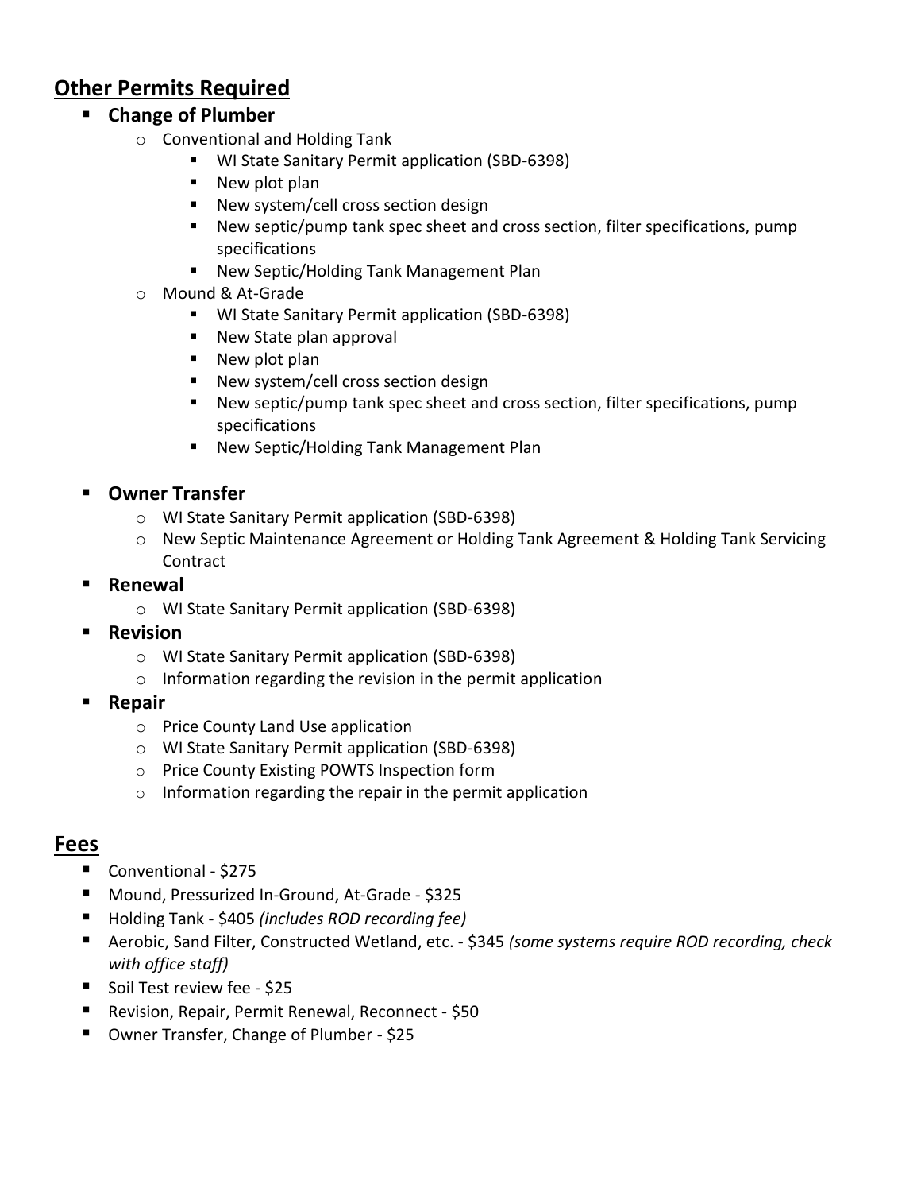## Other Permits Required

- **Change of Plumber**
  - Conventional and Holding Tank
    - WI State Sanitary Permit application (SBD-6398)
    - New plot plan
    - New system/cell cross section design
    - New septic/pump tank spec sheet and cross section, filter specifications, pump specifications
    - New Septic/Holding Tank Management Plan
  - Mound & At-Grade
    - WI State Sanitary Permit application (SBD-6398)
    - New State plan approval
    - New plot plan
    - New system/cell cross section design
    - New septic/pump tank spec sheet and cross section, filter specifications, pump specifications
    - New Septic/Holding Tank Management Plan

- **Owner Transfer**
  - WI State Sanitary Permit application (SBD-6398)
  - New Septic Maintenance Agreement or Holding Tank Agreement & Holding Tank Servicing Contract
- **Renewal**
  - WI State Sanitary Permit application (SBD-6398)
- **Revision**
  - WI State Sanitary Permit application (SBD-6398)
  - Information regarding the revision in the permit application
- **Repair**
  - Price County Land Use application
  - WI State Sanitary Permit application (SBD-6398)
  - Price County Existing POWTS Inspection form
  - Information regarding the repair in the permit application

## Fees

- Conventional - $275
- Mound, Pressurized In-Ground, At-Grade - $325
- Holding Tank - $405 *(includes ROD recording fee)*
- Aerobic, Sand Filter, Constructed Wetland, etc. - $345 *(some systems require ROD recording, check with office staff)*
- Soil Test review fee - $25
- Revision, Repair, Permit Renewal, Reconnect - $50
- Owner Transfer, Change of Plumber - $25